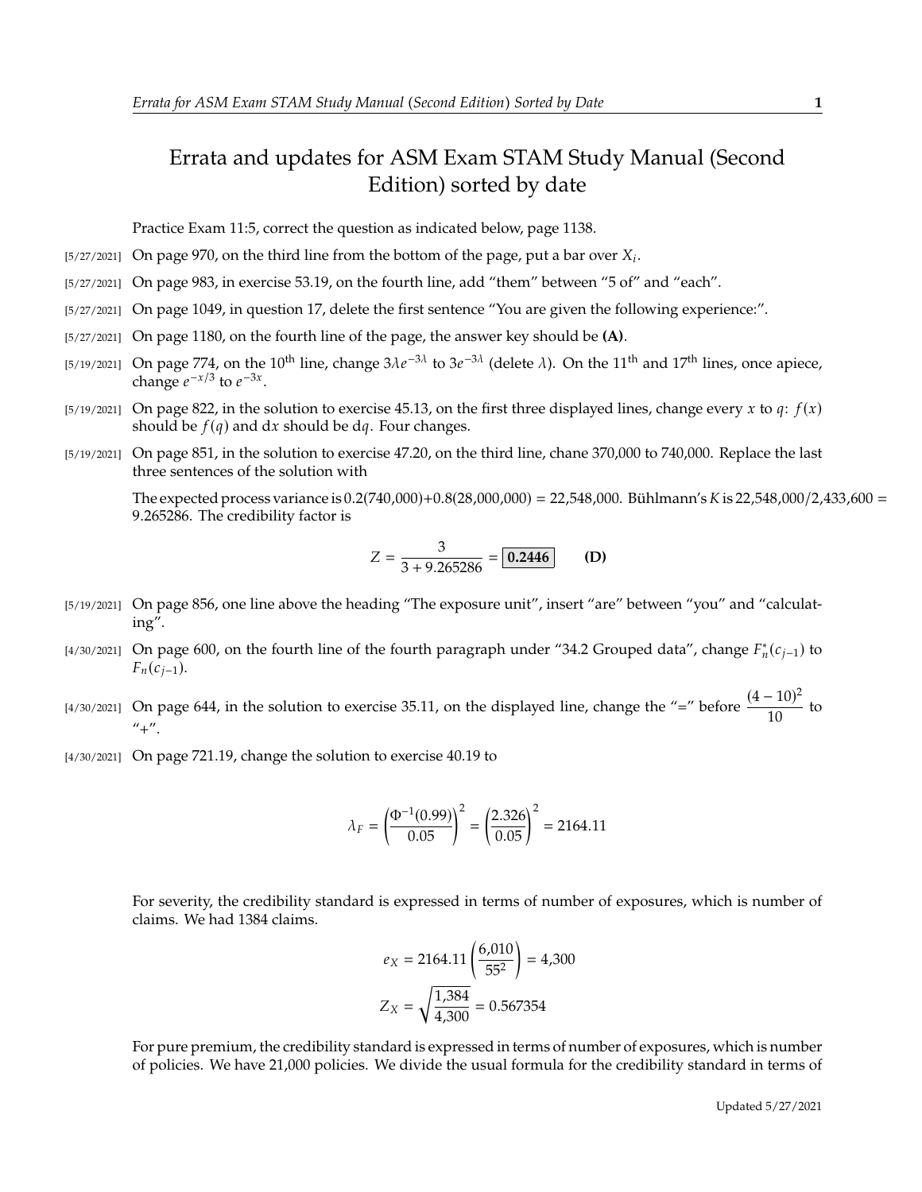# Errata and updates for ASM Exam STAM Study Manual (Second Edition) sorted by date

Practice Exam 11:5, correct the question as indicated below, page 1138.

[5/27/2021] On page 970, on the third line from the bottom of the page, put a bar over $X_i$.

[5/27/2021] On page 983, in exercise 53.19, on the fourth line, add "them" between "5 of" and "each".

[5/27/2021] On page 1049, in question 17, delete the first sentence "You are given the following experience:".

[5/27/2021] On page 1180, on the fourth line of the page, the answer key should be **(A)**.

[5/19/2021] On page 774, on the 10th line, change $3\lambda e^{-3\lambda}$ to $3e^{-3\lambda}$ (delete $\lambda$). On the 11th and 17th lines, once apiece, change $e^{-x/3}$ to $e^{-3x}$.

[5/19/2021] On page 822, in the solution to exercise 45.13, on the first three displayed lines, change every $x$ to $q$: $f(x)$ should be $f(q)$ and d$x$ should be d$q$. Four changes.

[5/19/2021] On page 851, in the solution to exercise 47.20, on the third line, chane 370,000 to 740,000. Replace the last three sentences of the solution with

The expected process variance is 0.2(740,000)+0.8(28,000,000) = 22,548,000. Bühlmann's $K$ is 22,548,000/2,433,600 = 9.265286. The credibility factor is

$$Z = \frac{3}{3 + 9.265286} = \boxed{0.2446} \qquad \textbf{(D)}$$

[5/19/2021] On page 856, one line above the heading "The exposure unit", insert "are" between "you" and "calculating".

[4/30/2021] On page 600, on the fourth line of the fourth paragraph under "34.2 Grouped data", change $F_n^*(c_{j-1})$ to $F_n(c_{j-1})$.

[4/30/2021] On page 644, in the solution to exercise 35.11, on the displayed line, change the "=" before $\dfrac{(4-10)^2}{10}$ to "+".

[4/30/2021] On page 721.19, change the solution to exercise 40.19 to

$$\lambda_F = \left(\frac{\Phi^{-1}(0.99)}{0.05}\right)^2 = \left(\frac{2.326}{0.05}\right)^2 = 2164.11$$

For severity, the credibility standard is expressed in terms of number of exposures, which is number of claims. We had 1384 claims.

$$e_X = 2164.11\left(\frac{6{,}010}{55^2}\right) = 4{,}300$$

$$Z_X = \sqrt{\frac{1{,}384}{4{,}300}} = 0.567354$$

For pure premium, the credibility standard is expressed in terms of number of exposures, which is number of policies. We have 21,000 policies. We divide the usual formula for the credibility standard in terms of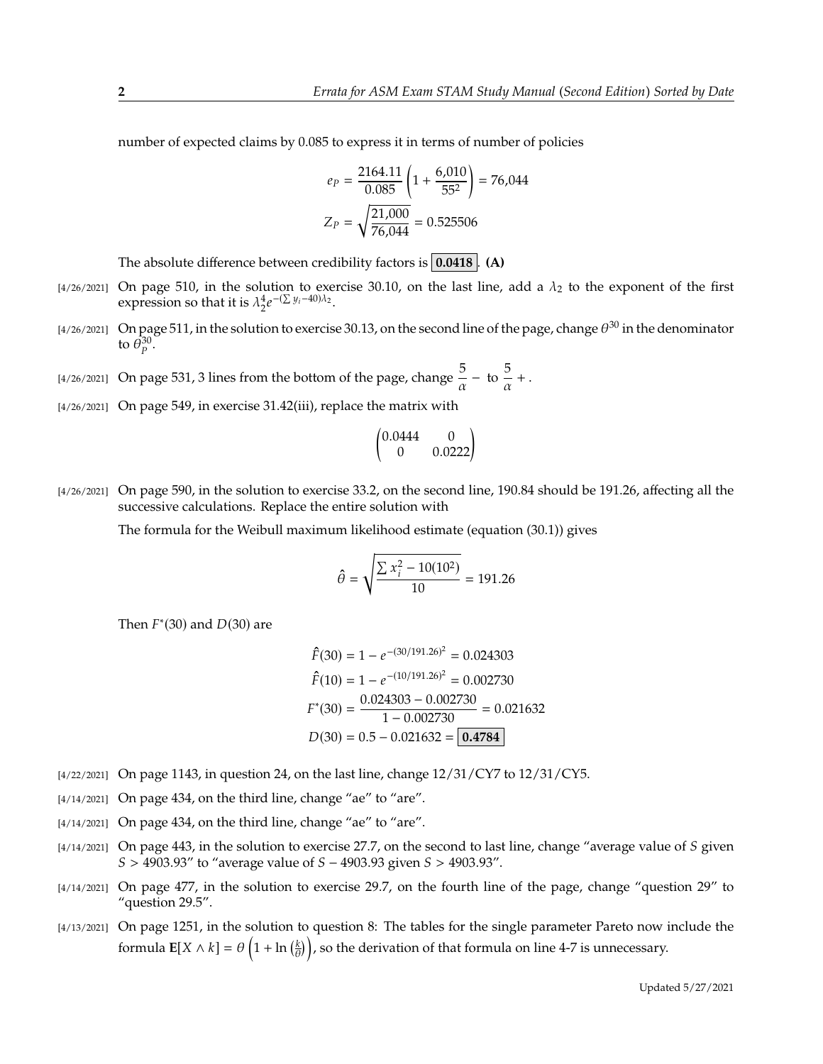number of expected claims by 0.085 to express it in terms of number of policies

$$e_P = \frac{2164.11}{0.085}\left(1 + \frac{6{,}010}{55^2}\right) = 76{,}044$$

$$Z_P = \sqrt{\frac{21{,}000}{76{,}044}} = 0.525506$$

The absolute difference between credibility factors is $\boxed{\mathbf{0.0418}}$. **(A)**

[4/26/2021] On page 510, in the solution to exercise 30.10, on the last line, add a $\lambda_2$ to the exponent of the first expression so that it is $\lambda_2^4 e^{-(\sum y_i - 40)\lambda_2}$.

[4/26/2021] On page 511, in the solution to exercise 30.13, on the second line of the page, change $\theta^{30}$ in the denominator to $\theta_P^{30}$.

[4/26/2021] On page 531, 3 lines from the bottom of the page, change $\frac{5}{\alpha} -$ to $\frac{5}{\alpha} +$.

[4/26/2021] On page 549, in exercise 31.42(iii), replace the matrix with

$$\begin{pmatrix} 0.0444 & 0 \\ 0 & 0.0222 \end{pmatrix}$$

[4/26/2021] On page 590, in the solution to exercise 33.2, on the second line, 190.84 should be 191.26, affecting all the successive calculations. Replace the entire solution with

The formula for the Weibull maximum likelihood estimate (equation (30.1)) gives

$$\hat{\theta} = \sqrt{\frac{\sum x_i^2 - 10(10^2)}{10}} = 191.26$$

Then $F^*(30)$ and $D(30)$ are

$$\hat{F}(30) = 1 - e^{-(30/191.26)^2} = 0.024303$$

$$\hat{F}(10) = 1 - e^{-(10/191.26)^2} = 0.002730$$

$$F^*(30) = \frac{0.024303 - 0.002730}{1 - 0.002730} = 0.021632$$

$$D(30) = 0.5 - 0.021632 = \boxed{\mathbf{0.4784}}$$

[4/22/2021] On page 1143, in question 24, on the last line, change 12/31/CY7 to 12/31/CY5.

[4/14/2021] On page 434, on the third line, change "ae" to "are".

[4/14/2021] On page 434, on the third line, change "ae" to "are".

[4/14/2021] On page 443, in the solution to exercise 27.7, on the second to last line, change "average value of $S$ given $S > 4903.93$" to "average value of $S - 4903.93$ given $S > 4903.93$".

[4/14/2021] On page 477, in the solution to exercise 29.7, on the fourth line of the page, change "question 29" to "question 29.5".

[4/13/2021] On page 1251, in the solution to question 8: The tables for the single parameter Pareto now include the formula $\mathbf{E}[X \wedge k] = \theta\left(1 + \ln\left(\frac{k}{\theta}\right)\right)$, so the derivation of that formula on line 4-7 is unnecessary.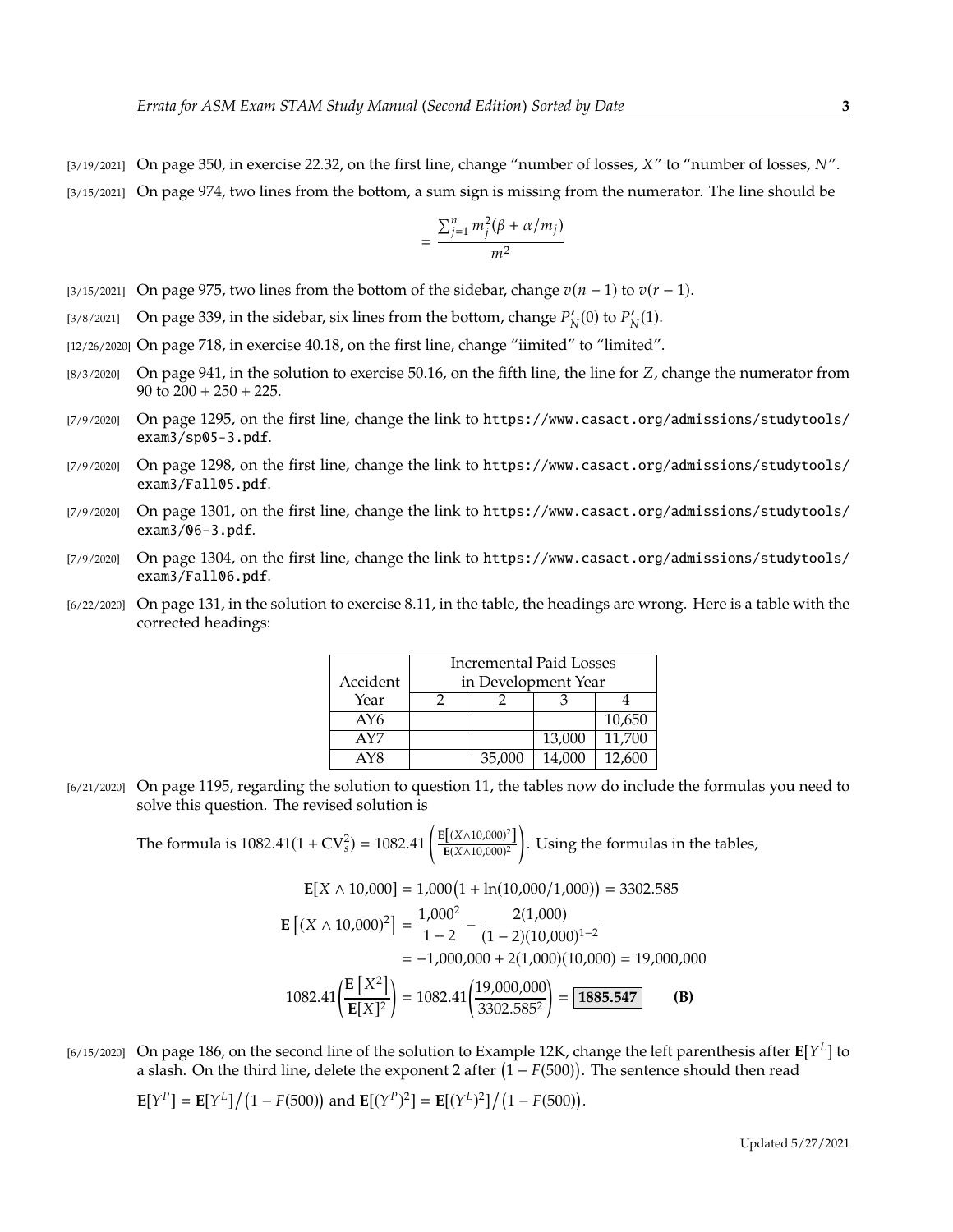[3/19/2021] On page 350, in exercise 22.32, on the first line, change "number of losses, $X$" to "number of losses, $N$".

[3/15/2021] On page 974, two lines from the bottom, a sum sign is missing from the numerator. The line should be

$$= \frac{\sum_{j=1}^{n} m_j^2(\beta + \alpha/m_j)}{m^2}$$

[3/15/2021] On page 975, two lines from the bottom of the sidebar, change $v(n-1)$ to $v(r-1)$.

[3/8/2021] On page 339, in the sidebar, six lines from the bottom, change $P'_N(0)$ to $P'_N(1)$.

[12/26/2020] On page 718, in exercise 40.18, on the first line, change "iimited" to "limited".

[8/3/2020] On page 941, in the solution to exercise 50.16, on the fifth line, the line for $Z$, change the numerator from 90 to $200 + 250 + 225$.

[7/9/2020] On page 1295, on the first line, change the link to `https://www.casact.org/admissions/studytools/exam3/sp05-3.pdf`.

[7/9/2020] On page 1298, on the first line, change the link to `https://www.casact.org/admissions/studytools/exam3/Fall05.pdf`.

[7/9/2020] On page 1301, on the first line, change the link to `https://www.casact.org/admissions/studytools/exam3/06-3.pdf`.

[7/9/2020] On page 1304, on the first line, change the link to `https://www.casact.org/admissions/studytools/exam3/Fall06.pdf`.

[6/22/2020] On page 131, in the solution to exercise 8.11, in the table, the headings are wrong. Here is a table with the corrected headings:

| Accident | Incremental Paid Losses in Development Year | | | |
|---|---|---|---|---|
| Year | 2 | 2 | 3 | 4 |
| AY6 | | | | 10,650 |
| AY7 | | | 13,000 | 11,700 |
| AY8 | | 35,000 | 14,000 | 12,600 |

[6/21/2020] On page 1195, regarding the solution to question 11, the tables now do include the formulas you need to solve this question. The revised solution is

The formula is $1082.41(1 + \mathrm{CV}_s^2) = 1082.41\left(\frac{\mathbf{E}[(X\wedge 10{,}000)^2]}{\mathbf{E}(X\wedge 10{,}000)^2}\right)$. Using the formulas in the tables,

$$\mathbf{E}[X \wedge 10{,}000] = 1{,}000\big(1 + \ln(10{,}000/1{,}000)\big) = 3302.585$$

$$\begin{aligned}
\mathbf{E}\left[(X \wedge 10{,}000)^2\right] &= \frac{1{,}000^2}{1-2} - \frac{2(1{,}000)}{(1-2)(10{,}000)^{1-2}} \\
&= -1{,}000{,}000 + 2(1{,}000)(10{,}000) = 19{,}000{,}000
\end{aligned}$$

$$1082.41\left(\frac{\mathbf{E}\left[X^2\right]}{\mathbf{E}[X]^2}\right) = 1082.41\left(\frac{19{,}000{,}000}{3302.585^2}\right) = \boxed{\mathbf{1885.547}} \qquad \textbf{(B)}$$

[6/15/2020] On page 186, on the second line of the solution to Example 12K, change the left parenthesis after $\mathbf{E}[Y^L]$ to a slash. On the third line, delete the exponent 2 after $\big(1 - F(500)\big)$. The sentence should then read

$\mathbf{E}[Y^P] = \mathbf{E}[Y^L]/\big(1 - F(500)\big)$ and $\mathbf{E}[(Y^P)^2] = \mathbf{E}[(Y^L)^2]/\big(1 - F(500)\big)$.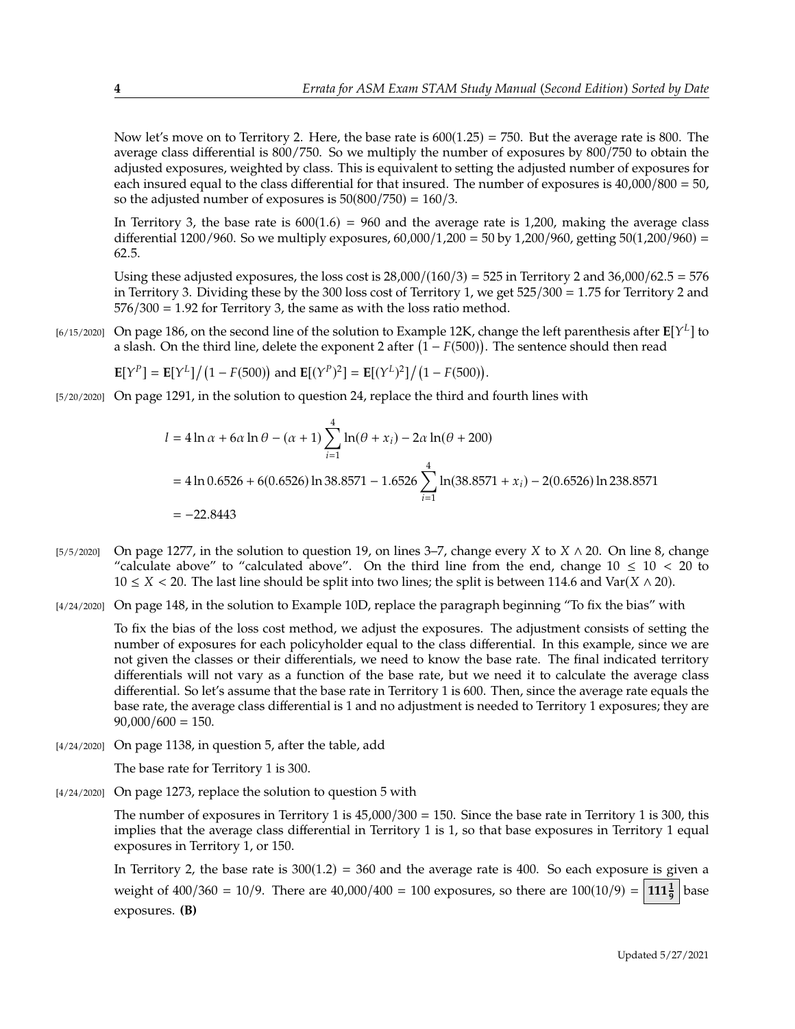Now let's move on to Territory 2. Here, the base rate is $600(1.25) = 750$. But the average rate is 800. The average class differential is 800/750. So we multiply the number of exposures by 800/750 to obtain the adjusted exposures, weighted by class. This is equivalent to setting the adjusted number of exposures for each insured equal to the class differential for that insured. The number of exposures is $40{,}000/800 = 50$, so the adjusted number of exposures is $50(800/750) = 160/3$.

In Territory 3, the base rate is $600(1.6) = 960$ and the average rate is 1,200, making the average class differential 1200/960. So we multiply exposures, $60{,}000/1{,}200 = 50$ by 1,200/960, getting $50(1{,}200/960) = 62.5$.

Using these adjusted exposures, the loss cost is $28{,}000/(160/3) = 525$ in Territory 2 and $36{,}000/62.5 = 576$ in Territory 3. Dividing these by the 300 loss cost of Territory 1, we get $525/300 = 1.75$ for Territory 2 and $576/300 = 1.92$ for Territory 3, the same as with the loss ratio method.

[6/15/2020] On page 186, on the second line of the solution to Example 12K, change the left parenthesis after $\mathbf{E}[Y^L]$ to a slash. On the third line, delete the exponent 2 after $\big(1 - F(500)\big)$. The sentence should then read

$\mathbf{E}[Y^P] = \mathbf{E}[Y^L]\big/\big(1 - F(500)\big)$ and $\mathbf{E}[(Y^P)^2] = \mathbf{E}[(Y^L)^2]\big/\big(1 - F(500)\big)$.

[5/20/2020] On page 1291, in the solution to question 24, replace the third and fourth lines with

$$
\begin{aligned}
l &= 4\ln\alpha + 6\alpha\ln\theta - (\alpha+1)\sum_{i=1}^{4}\ln(\theta + x_i) - 2\alpha\ln(\theta + 200) \\
&= 4\ln 0.6526 + 6(0.6526)\ln 38.8571 - 1.6526\sum_{i=1}^{4}\ln(38.8571 + x_i) - 2(0.6526)\ln 238.8571 \\
&= -22.8443
\end{aligned}
$$

[5/5/2020] On page 1277, in the solution to question 19, on lines 3–7, change every $X$ to $X \wedge 20$. On line 8, change "calculate above" to "calculated above". On the third line from the end, change $10 \le 10 < 20$ to $10 \le X < 20$. The last line should be split into two lines; the split is between 114.6 and $\mathrm{Var}(X \wedge 20)$.

[4/24/2020] On page 148, in the solution to Example 10D, replace the paragraph beginning "To fix the bias" with

To fix the bias of the loss cost method, we adjust the exposures. The adjustment consists of setting the number of exposures for each policyholder equal to the class differential. In this example, since we are not given the classes or their differentials, we need to know the base rate. The final indicated territory differentials will not vary as a function of the base rate, but we need it to calculate the average class differential. So let's assume that the base rate in Territory 1 is 600. Then, since the average rate equals the base rate, the average class differential is 1 and no adjustment is needed to Territory 1 exposures; they are $90{,}000/600 = 150$.

[4/24/2020] On page 1138, in question 5, after the table, add

The base rate for Territory 1 is 300.

[4/24/2020] On page 1273, replace the solution to question 5 with

The number of exposures in Territory 1 is $45{,}000/300 = 150$. Since the base rate in Territory 1 is 300, this implies that the average class differential in Territory 1 is 1, so that base exposures in Territory 1 equal exposures in Territory 1, or 150.

In Territory 2, the base rate is $300(1.2) = 360$ and the average rate is 400. So each exposure is given a weight of $400/360 = 10/9$. There are $40{,}000/400 = 100$ exposures, so there are $100(10/9) = \boxed{\mathbf{111\frac{1}{9}}}$ base exposures. **(B)**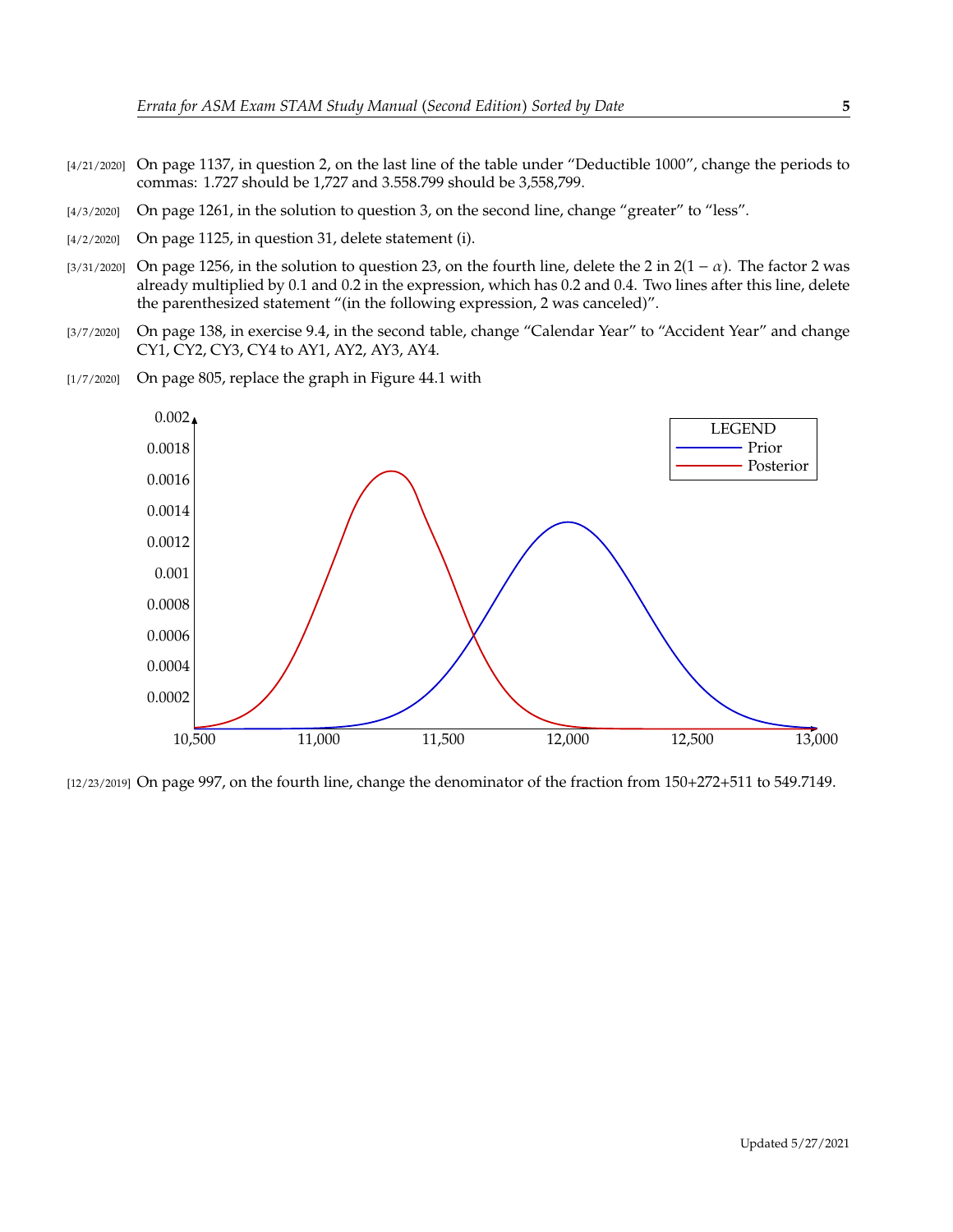[4/21/2020] On page 1137, in question 2, on the last line of the table under "Deductible 1000", change the periods to commas: 1.727 should be 1,727 and 3.558.799 should be 3,558,799.

[4/3/2020] On page 1261, in the solution to question 3, on the second line, change "greater" to "less".

[4/2/2020] On page 1125, in question 31, delete statement (i).

[3/31/2020] On page 1256, in the solution to question 23, on the fourth line, delete the 2 in $2(1 - \alpha)$. The factor 2 was already multiplied by 0.1 and 0.2 in the expression, which has 0.2 and 0.4. Two lines after this line, delete the parenthesized statement "(in the following expression, 2 was canceled)".

[3/7/2020] On page 138, in exercise 9.4, in the second table, change "Calendar Year" to "Accident Year" and change CY1, CY2, CY3, CY4 to AY1, AY2, AY3, AY4.

[1/7/2020] On page 805, replace the graph in Figure 44.1 with

LEGEND
Prior
Posterior

0.002
0.0018
0.0016
0.0014
0.0012
0.001
0.0008
0.0006
0.0004
0.0002

10,500
11,000
11,500
12,000
12,500
13,000

[12/23/2019] On page 997, on the fourth line, change the denominator of the fraction from 150+272+511 to 549.7149.